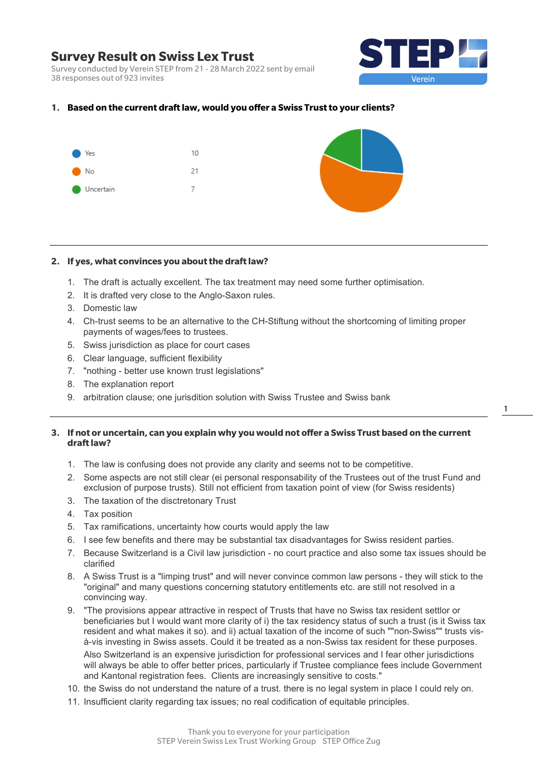# Survey Result on Swiss Lex Trust

Survey conducted by Verein STEP from 21 - 28 March 2022 sent by email
38 responses out of 923 invites

STEP Verein

**1. Based on the current draft law, would you offer a Swiss Trust to your clients?**

| | |
|---|---|
| Yes | 10 |
| No | 21 |
| Uncertain | 7 |

**2. If yes, what convinces you about the draft law?**

1. The draft is actually excellent. The tax treatment may need some further optimisation.
2. It is drafted very close to the Anglo-Saxon rules.
3. Domestic law
4. Ch-trust seems to be an alternative to the CH-Stiftung without the shortcoming of limiting proper payments of wages/fees to trustees.
5. Swiss jurisdiction as place for court cases
6. Clear language, sufficient flexibility
7. "nothing - better use known trust legislations"
8. The explanation report
9. arbitration clause; one jurisdition solution with Swiss Trustee and Swiss bank

**3. If not or uncertain, can you explain why you would not offer a Swiss Trust based on the current draft law?**

1. The law is confusing does not provide any clarity and seems not to be competitive.
2. Some aspects are not still clear (ei personal responsability of the Trustees out of the trust Fund and exclusion of purpose trusts). Still not efficient from taxation point of view (for Swiss residents)
3. The taxation of the disctretonary Trust
4. Tax position
5. Tax ramifications, uncertainty how courts would apply the law
6. I see few benefits and there may be substantial tax disadvantages for Swiss resident parties.
7. Because Switzerland is a Civil law jurisdiction - no court practice and also some tax issues should be clarified
8. A Swiss Trust is a "limping trust" and will never convince common law persons - they will stick to the "original" and many questions concerning statutory entitlements etc. are still not resolved in a convincing way.
9. "The provisions appear attractive in respect of Trusts that have no Swiss tax resident settlor or beneficiaries but I would want more clarity of i) the tax residency status of such a trust (is it Swiss tax resident and what makes it so). and ii) actual taxation of the income of such ""non-Swiss"" trusts vis-à-vis investing in Swiss assets. Could it be treated as a non-Swiss tax resident for these purposes.
   Also Switzerland is an expensive jurisdiction for professional services and I fear other jurisdictions will always be able to offer better prices, particularly if Trustee compliance fees include Government and Kantonal registration fees. Clients are increasingly sensitive to costs."
10. the Swiss do not understand the nature of a trust. there is no legal system in place I could rely on.
11. Insufficient clarity regarding tax issues; no real codification of equitable principles.

Thank you to everyone for your participation
STEP Verein Swiss Lex Trust Working Group STEP Office Zug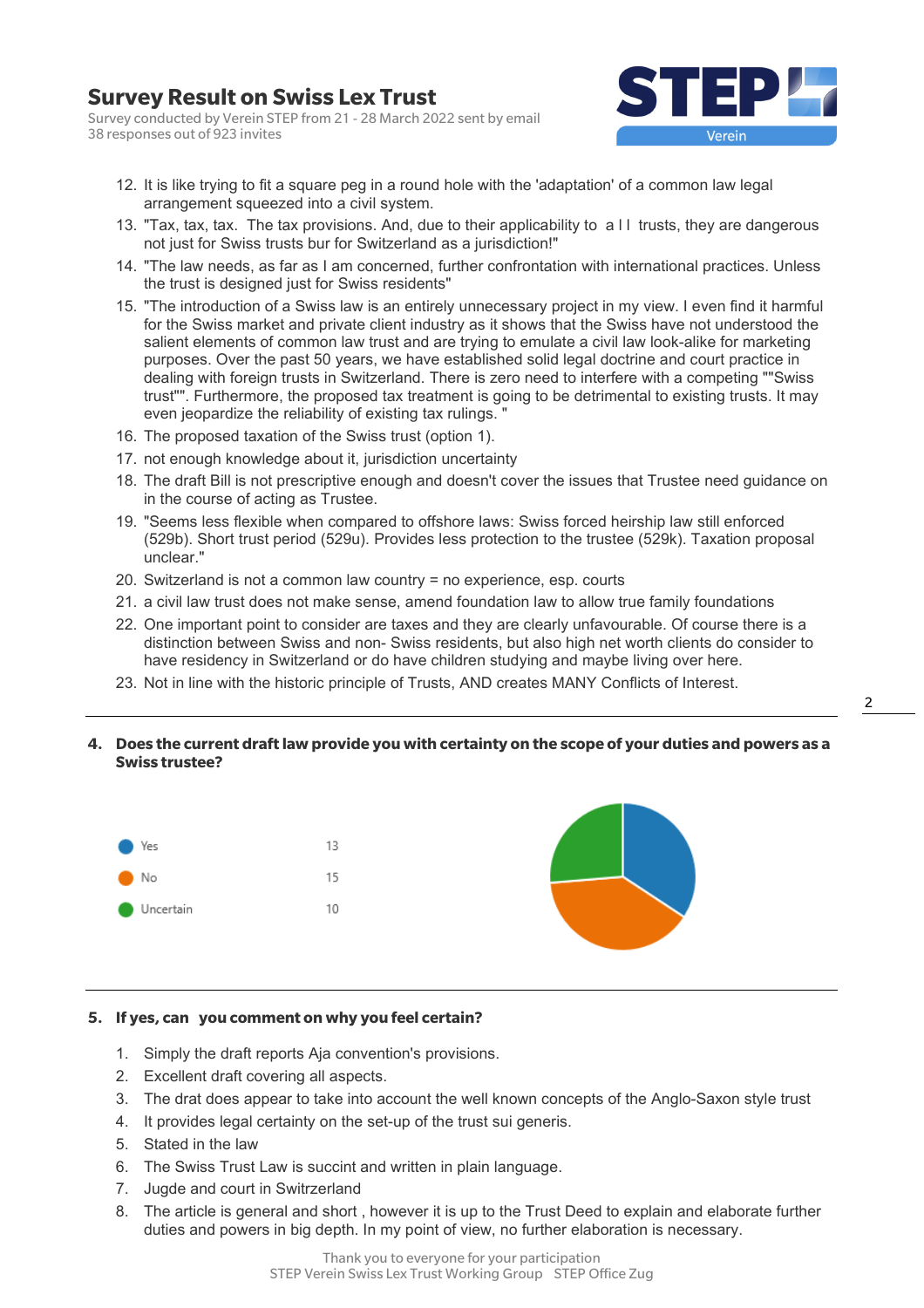# Survey Result on Swiss Lex Trust

Survey conducted by Verein STEP from 21 - 28 March 2022 sent by email
38 responses out of 923 invites

12. It is like trying to fit a square peg in a round hole with the 'adaptation' of a common law legal arrangement squeezed into a civil system.
13. "Tax, tax, tax. The tax provisions. And, due to their applicability to a l l trusts, they are dangerous not just for Swiss trusts bur for Switzerland as a jurisdiction!"
14. "The law needs, as far as I am concerned, further confrontation with international practices. Unless the trust is designed just for Swiss residents"
15. "The introduction of a Swiss law is an entirely unnecessary project in my view. I even find it harmful for the Swiss market and private client industry as it shows that the Swiss have not understood the salient elements of common law trust and are trying to emulate a civil law look-alike for marketing purposes. Over the past 50 years, we have established solid legal doctrine and court practice in dealing with foreign trusts in Switzerland. There is zero need to interfere with a competing ""Swiss trust"". Furthermore, the proposed tax treatment is going to be detrimental to existing trusts. It may even jeopardize the reliability of existing tax rulings. "
16. The proposed taxation of the Swiss trust (option 1).
17. not enough knowledge about it, jurisdiction uncertainty
18. The draft Bill is not prescriptive enough and doesn't cover the issues that Trustee need guidance on in the course of acting as Trustee.
19. "Seems less flexible when compared to offshore laws: Swiss forced heirship law still enforced (529b). Short trust period (529u). Provides less protection to the trustee (529k). Taxation proposal unclear."
20. Switzerland is not a common law country = no experience, esp. courts
21. a civil law trust does not make sense, amend foundation law to allow true family foundations
22. One important point to consider are taxes and they are clearly unfavourable. Of course there is a distinction between Swiss and non- Swiss residents, but also high net worth clients do consider to have residency in Switzerland or do have children studying and maybe living over here.
23. Not in line with the historic principle of Trusts, AND creates MANY Conflicts of Interest.

---

## 4. Does the current draft law provide you with certainty on the scope of your duties and powers as a Swiss trustee?

| Answer | Responses |
|---|---|
| Yes | 13 |
| No | 15 |
| Uncertain | 10 |

---

## 5. If yes, can you comment on why you feel certain?

1. Simply the draft reports Aja convention's provisions.
2. Excellent draft covering all aspects.
3. The drat does appear to take into account the well known concepts of the Anglo-Saxon style trust
4. It provides legal certainty on the set-up of the trust sui generis.
5. Stated in the law
6. The Swiss Trust Law is succint and written in plain language.
7. Jugde and court in Switrzerland
8. The article is general and short , however it is up to the Trust Deed to explain and elaborate further duties and powers in big depth. In my point of view, no further elaboration is necessary.

Thank you to everyone for your participation
STEP Verein Swiss Lex Trust Working Group STEP Office Zug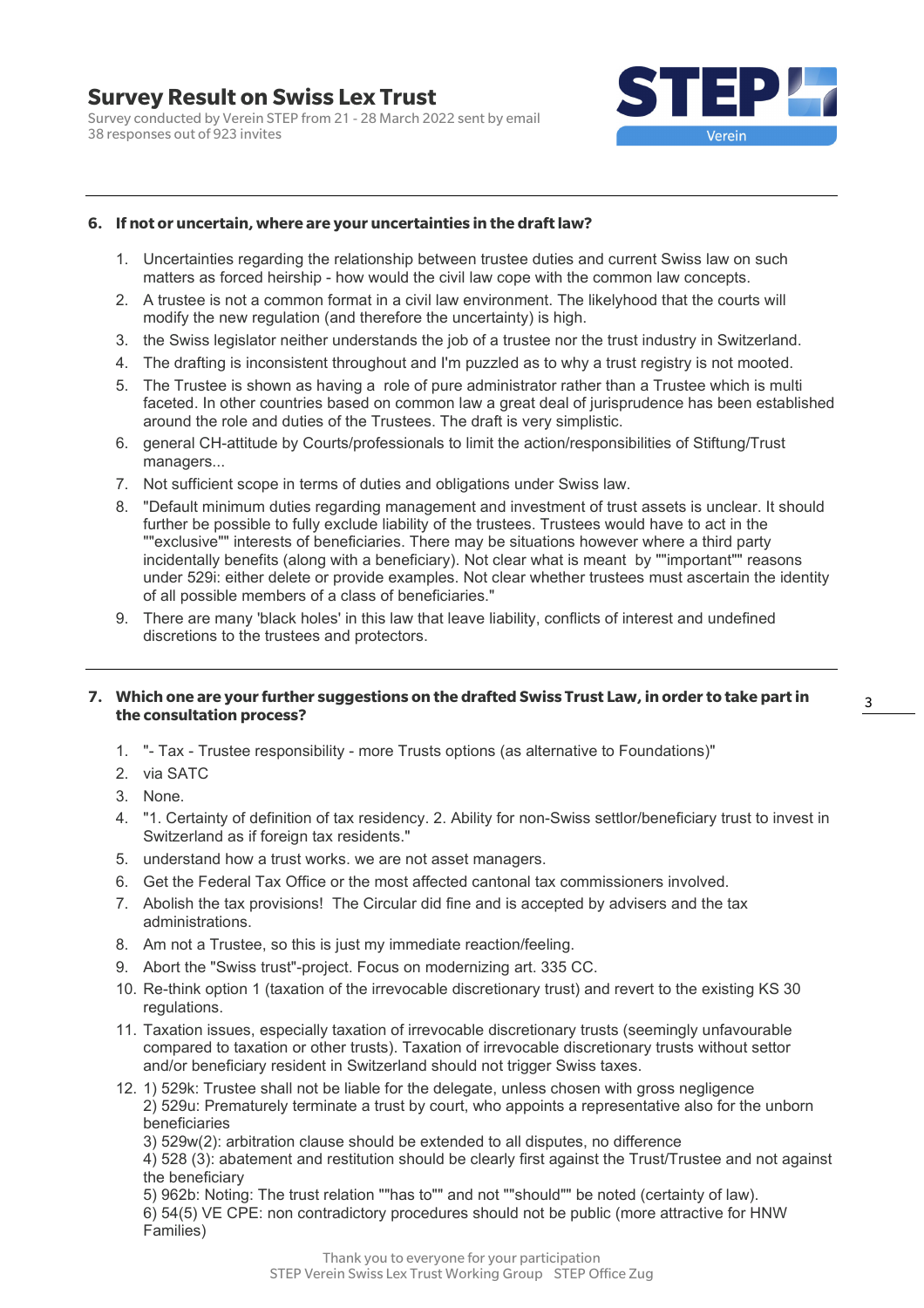# Survey Result on Swiss Lex Trust

Survey conducted by Verein STEP from 21 - 28 March 2022 sent by email
38 responses out of 923 invites

---

## 6. If not or uncertain, where are your uncertainties in the draft law?

1. Uncertainties regarding the relationship between trustee duties and current Swiss law on such matters as forced heirship - how would the civil law cope with the common law concepts.
2. A trustee is not a common format in a civil law environment. The likelihood that the courts will modify the new regulation (and therefore the uncertainty) is high.
3. the Swiss legislator neither understands the job of a trustee nor the trust industry in Switzerland.
4. The drafting is inconsistent throughout and I'm puzzled as to why a trust registry is not mooted.
5. The Trustee is shown as having a role of pure administrator rather than a Trustee which is multi faceted. In other countries based on common law a great deal of jurisprudence has been established around the role and duties of the Trustees. The draft is very simplistic.
6. general CH-attitude by Courts/professionals to limit the action/responsibilities of Stiftung/Trust managers...
7. Not sufficient scope in terms of duties and obligations under Swiss law.
8. "Default minimum duties regarding management and investment of trust assets is unclear. It should further be possible to fully exclude liability of the trustees. Trustees would have to act in the ""exclusive"" interests of beneficiaries. There may be situations however where a third party incidentally benefits (along with a beneficiary). Not clear what is meant by ""important"" reasons under 529i: either delete or provide examples. Not clear whether trustees must ascertain the identity of all possible members of a class of beneficiaries."
9. There are many 'black holes' in this law that leave liability, conflicts of interest and undefined discretions to the trustees and protectors.

---

## 7. Which one are your further suggestions on the drafted Swiss Trust Law, in order to take part in the consultation process?

1. "- Tax - Trustee responsibility - more Trusts options (as alternative to Foundations)"
2. via SATC
3. None.
4. "1. Certainty of definition of tax residency. 2. Ability for non-Swiss settlor/beneficiary trust to invest in Switzerland as if foreign tax residents."
5. understand how a trust works. we are not asset managers.
6. Get the Federal Tax Office or the most affected cantonal tax commissioners involved.
7. Abolish the tax provisions! The Circular did fine and is accepted by advisers and the tax administrations.
8. Am not a Trustee, so this is just my immediate reaction/feeling.
9. Abort the "Swiss trust"-project. Focus on modernizing art. 335 CC.
10. Re-think option 1 (taxation of the irrevocable discretionary trust) and revert to the existing KS 30 regulations.
11. Taxation issues, especially taxation of irrevocable discretionary trusts (seemingly unfavourable compared to taxation or other trusts). Taxation of irrevocable discretionary trusts without settor and/or beneficiary resident in Switzerland should not trigger Swiss taxes.
12. 1) 529k: Trustee shall not be liable for the delegate, unless chosen with gross negligence
    2) 529u: Prematurely terminate a trust by court, who appoints a representative also for the unborn beneficiaries
    3) 529w(2): arbitration clause should be extended to all disputes, no difference
    4) 528 (3): abatement and restitution should be clearly first against the Trust/Trustee and not against the beneficiary
    5) 962b: Noting: The trust relation ""has to"" and not ""should"" be noted (certainty of law).
    6) 54(5) VE CPE: non contradictory procedures should not be public (more attractive for HNW Families)

Thank you to everyone for your participation
STEP Verein Swiss Lex Trust Working Group STEP Office Zug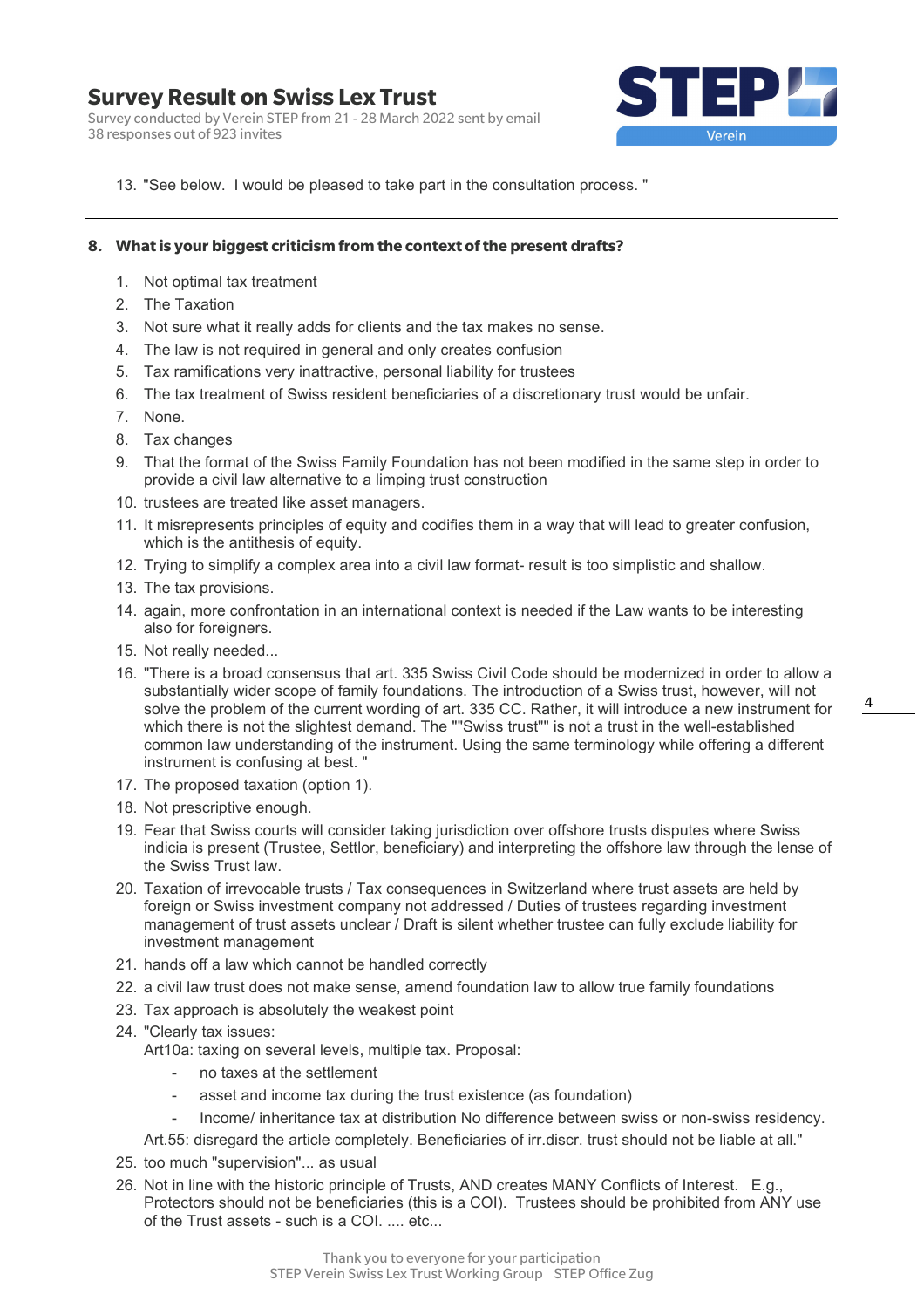13. "See below. I would be pleased to take part in the consultation process. "

---

**8. What is your biggest criticism from the context of the present drafts?**

1. Not optimal tax treatment
2. The Taxation
3. Not sure what it really adds for clients and the tax makes no sense.
4. The law is not required in general and only creates confusion
5. Tax ramifications very inattractive, personal liability for trustees
6. The tax treatment of Swiss resident beneficiaries of a discretionary trust would be unfair.
7. None.
8. Tax changes
9. That the format of the Swiss Family Foundation has not been modified in the same step in order to provide a civil law alternative to a limping trust construction
10. trustees are treated like asset managers.
11. It misrepresents principles of equity and codifies them in a way that will lead to greater confusion, which is the antithesis of equity.
12. Trying to simplify a complex area into a civil law format- result is too simplistic and shallow.
13. The tax provisions.
14. again, more confrontation in an international context is needed if the Law wants to be interesting also for foreigners.
15. Not really needed...
16. "There is a broad consensus that art. 335 Swiss Civil Code should be modernized in order to allow a substantially wider scope of family foundations. The introduction of a Swiss trust, however, will not solve the problem of the current wording of art. 335 CC. Rather, it will introduce a new instrument for which there is not the slightest demand. The ""Swiss trust"" is not a trust in the well-established common law understanding of the instrument. Using the same terminology while offering a different instrument is confusing at best. "
17. The proposed taxation (option 1).
18. Not prescriptive enough.
19. Fear that Swiss courts will consider taking jurisdiction over offshore trusts disputes where Swiss indicia is present (Trustee, Settlor, beneficiary) and interpreting the offshore law through the lense of the Swiss Trust law.
20. Taxation of irrevocable trusts / Tax consequences in Switzerland where trust assets are held by foreign or Swiss investment company not addressed / Duties of trustees regarding investment management of trust assets unclear / Draft is silent whether trustee can fully exclude liability for investment management
21. hands off a law which cannot be handled correctly
22. a civil law trust does not make sense, amend foundation law to allow true family foundations
23. Tax approach is absolutely the weakest point
24. "Clearly tax issues:
    Art10a: taxing on several levels, multiple tax. Proposal:
    - no taxes at the settlement
    - asset and income tax during the trust existence (as foundation)
    - Income/ inheritance tax at distribution No difference between swiss or non-swiss residency.

    Art.55: disregard the article completely. Beneficiaries of irr.discr. trust should not be liable at all."
25. too much "supervision"... as usual
26. Not in line with the historic principle of Trusts, AND creates MANY Conflicts of Interest. E.g., Protectors should not be beneficiaries (this is a COI). Trustees should be prohibited from ANY use of the Trust assets - such is a COI. .... etc...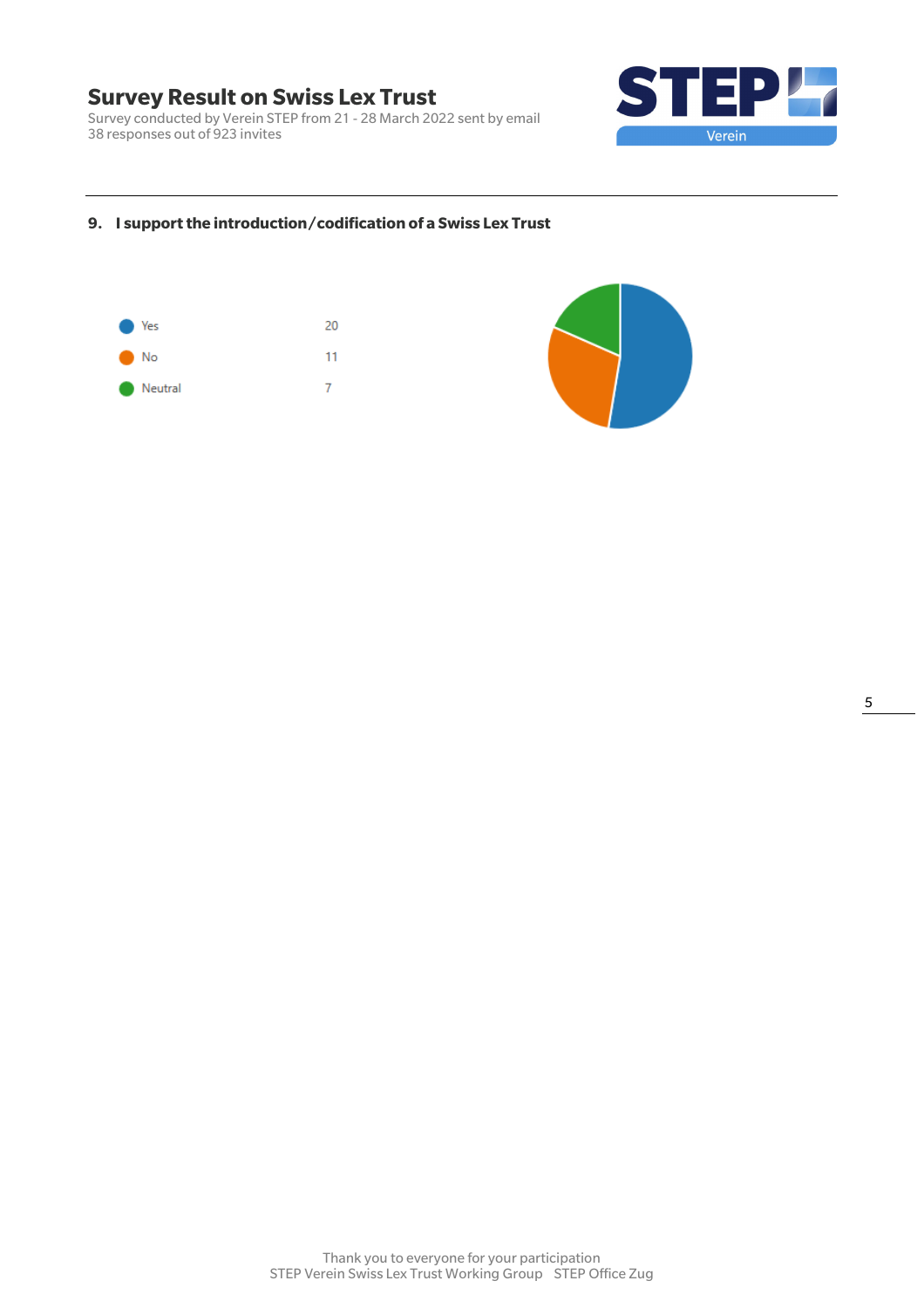# Survey Result on Swiss Lex Trust

Survey conducted by Verein STEP from 21 - 28 March 2022 sent by email
38 responses out of 923 invites

## 9. I support the introduction/codification of a Swiss Lex Trust

Yes 20
No 11
Neutral 7

Thank you to everyone for your participation
STEP Verein Swiss Lex Trust Working Group STEP Office Zug